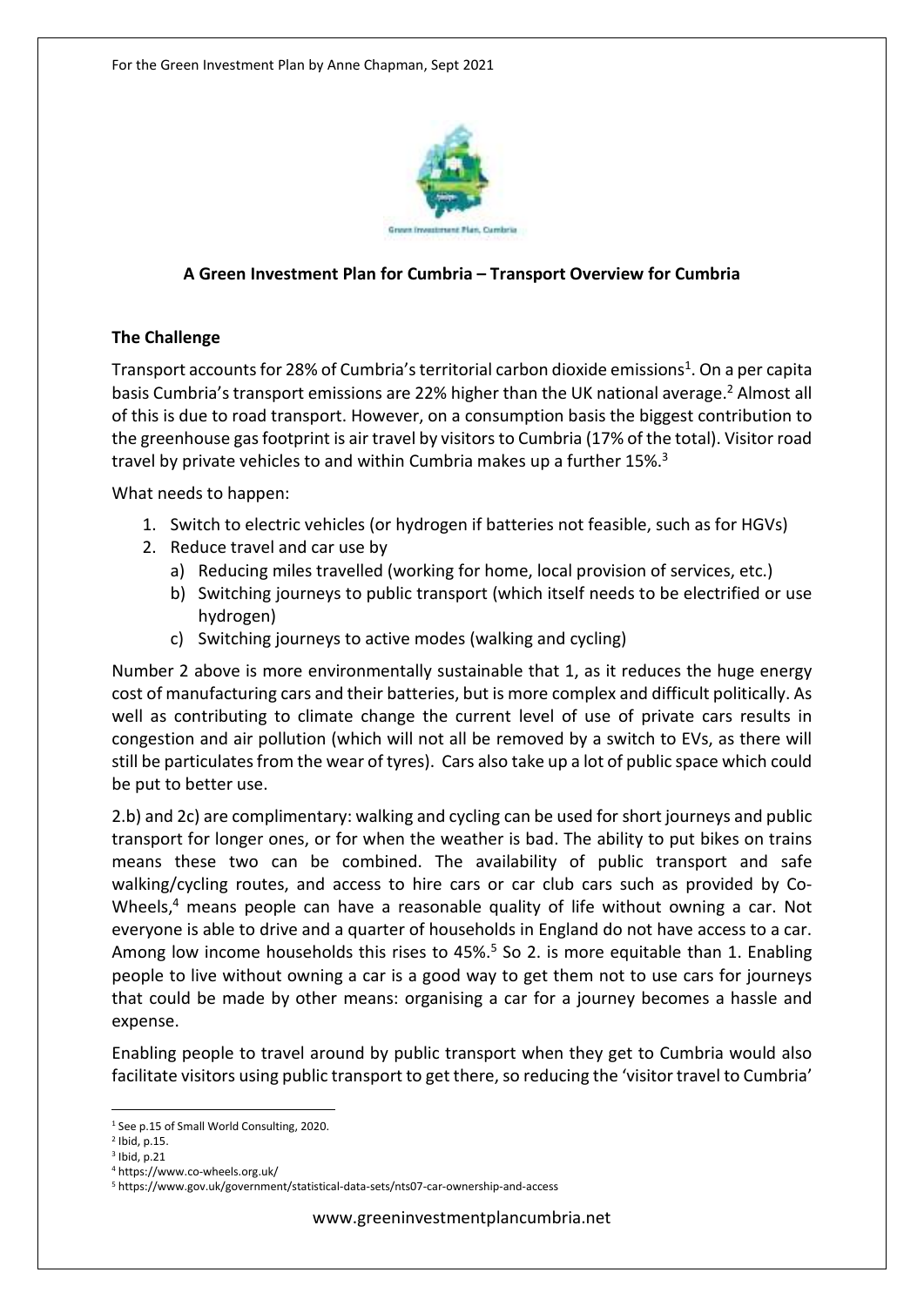For the Green Investment Plan by Anne Chapman, Sept 2021

## A Green Investment Plan for Cumbria – Transport Overview for Cumbria

### The Challenge

Transport accounts for 28% of Cumbria's territorial carbon dioxide emissions[1]. On a per capita basis Cumbria's transport emissions are 22% higher than the UK national average.[2] Almost all of this is due to road transport. However, on a consumption basis the biggest contribution to the greenhouse gas footprint is air travel by visitors to Cumbria (17% of the total). Visitor road travel by private vehicles to and within Cumbria makes up a further 15%.[3]

What needs to happen:

1. Switch to electric vehicles (or hydrogen if batteries not feasible, such as for HGVs)
2. Reduce travel and car use by
   a) Reducing miles travelled (working for home, local provision of services, etc.)
   b) Switching journeys to public transport (which itself needs to be electrified or use hydrogen)
   c) Switching journeys to active modes (walking and cycling)

Number 2 above is more environmentally sustainable that 1, as it reduces the huge energy cost of manufacturing cars and their batteries, but is more complex and difficult politically. As well as contributing to climate change the current level of use of private cars results in congestion and air pollution (which will not all be removed by a switch to EVs, as there will still be particulates from the wear of tyres). Cars also take up a lot of public space which could be put to better use.

2.b) and 2c) are complimentary: walking and cycling can be used for short journeys and public transport for longer ones, or for when the weather is bad. The ability to put bikes on trains means these two can be combined. The availability of public transport and safe walking/cycling routes, and access to hire cars or car club cars such as provided by Co-Wheels,[4] means people can have a reasonable quality of life without owning a car. Not everyone is able to drive and a quarter of households in England do not have access to a car. Among low income households this rises to 45%.[5] So 2. is more equitable than 1. Enabling people to live without owning a car is a good way to get them not to use cars for journeys that could be made by other means: organising a car for a journey becomes a hassle and expense.

Enabling people to travel around by public transport when they get to Cumbria would also facilitate visitors using public transport to get there, so reducing the 'visitor travel to Cumbria'

[1] See p.15 of Small World Consulting, 2020.
[2] Ibid, p.15.
[3] Ibid, p.21
[4] https://www.co-wheels.org.uk/
[5] https://www.gov.uk/government/statistical-data-sets/nts07-car-ownership-and-access

www.greeninvestmentplancumbria.net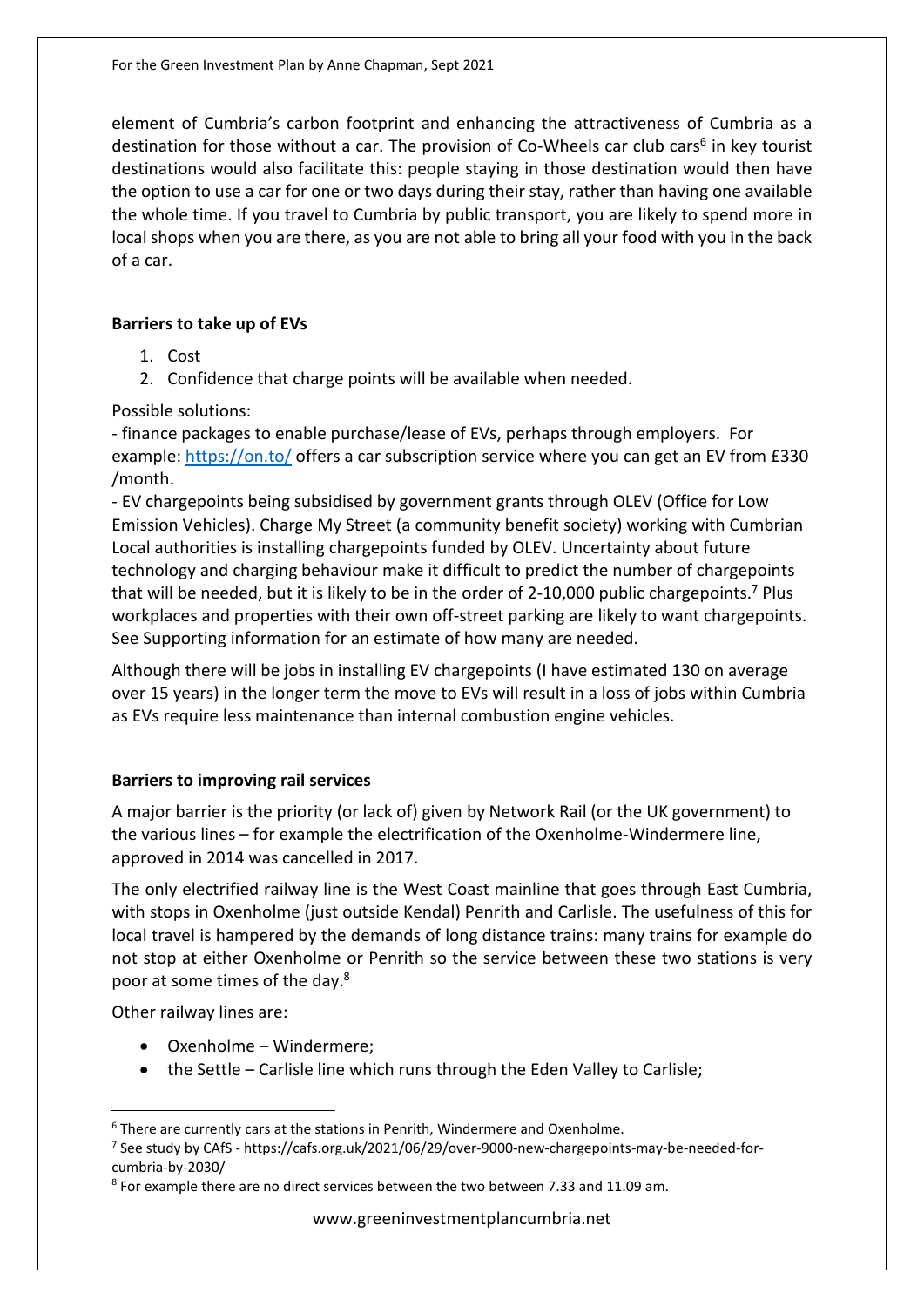element of Cumbria's carbon footprint and enhancing the attractiveness of Cumbria as a destination for those without a car. The provision of Co-Wheels car club cars[6] in key tourist destinations would also facilitate this: people staying in those destination would then have the option to use a car for one or two days during their stay, rather than having one available the whole time. If you travel to Cumbria by public transport, you are likely to spend more in local shops when you are there, as you are not able to bring all your food with you in the back of a car.

**Barriers to take up of EVs**

1. Cost
2. Confidence that charge points will be available when needed.

Possible solutions:

- finance packages to enable purchase/lease of EVs, perhaps through employers. For example: https://on.to/ offers a car subscription service where you can get an EV from £330 /month.
- EV chargepoints being subsidised by government grants through OLEV (Office for Low Emission Vehicles). Charge My Street (a community benefit society) working with Cumbrian Local authorities is installing chargepoints funded by OLEV. Uncertainty about future technology and charging behaviour make it difficult to predict the number of chargepoints that will be needed, but it is likely to be in the order of 2-10,000 public chargepoints.[7] Plus workplaces and properties with their own off-street parking are likely to want chargepoints. See Supporting information for an estimate of how many are needed.

Although there will be jobs in installing EV chargepoints (I have estimated 130 on average over 15 years) in the longer term the move to EVs will result in a loss of jobs within Cumbria as EVs require less maintenance than internal combustion engine vehicles.

**Barriers to improving rail services**

A major barrier is the priority (or lack of) given by Network Rail (or the UK government) to the various lines – for example the electrification of the Oxenholme-Windermere line, approved in 2014 was cancelled in 2017.

The only electrified railway line is the West Coast mainline that goes through East Cumbria, with stops in Oxenholme (just outside Kendal) Penrith and Carlisle. The usefulness of this for local travel is hampered by the demands of long distance trains: many trains for example do not stop at either Oxenholme or Penrith so the service between these two stations is very poor at some times of the day.[8]

Other railway lines are:

- Oxenholme – Windermere;
- the Settle – Carlisle line which runs through the Eden Valley to Carlisle;

---

[6] There are currently cars at the stations in Penrith, Windermere and Oxenholme.

[7] See study by CAfS - https://cafs.org.uk/2021/06/29/over-9000-new-chargepoints-may-be-needed-for-cumbria-by-2030/

[8] For example there are no direct services between the two between 7.33 and 11.09 am.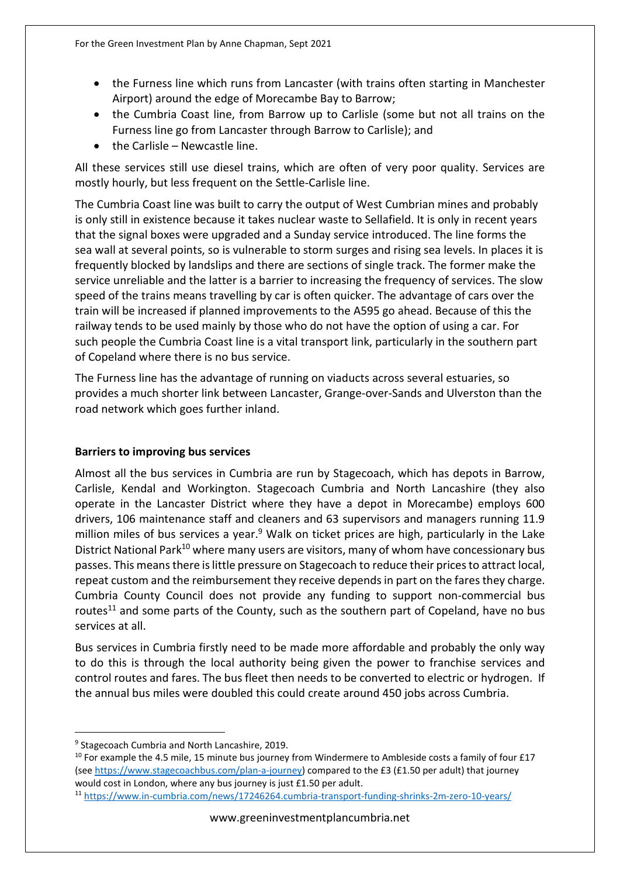- the Furness line which runs from Lancaster (with trains often starting in Manchester Airport) around the edge of Morecambe Bay to Barrow;
- the Cumbria Coast line, from Barrow up to Carlisle (some but not all trains on the Furness line go from Lancaster through Barrow to Carlisle); and
- the Carlisle – Newcastle line.

All these services still use diesel trains, which are often of very poor quality. Services are mostly hourly, but less frequent on the Settle-Carlisle line.

The Cumbria Coast line was built to carry the output of West Cumbrian mines and probably is only still in existence because it takes nuclear waste to Sellafield. It is only in recent years that the signal boxes were upgraded and a Sunday service introduced. The line forms the sea wall at several points, so is vulnerable to storm surges and rising sea levels. In places it is frequently blocked by landslips and there are sections of single track. The former make the service unreliable and the latter is a barrier to increasing the frequency of services. The slow speed of the trains means travelling by car is often quicker. The advantage of cars over the train will be increased if planned improvements to the A595 go ahead. Because of this the railway tends to be used mainly by those who do not have the option of using a car. For such people the Cumbria Coast line is a vital transport link, particularly in the southern part of Copeland where there is no bus service.

The Furness line has the advantage of running on viaducts across several estuaries, so provides a much shorter link between Lancaster, Grange-over-Sands and Ulverston than the road network which goes further inland.

**Barriers to improving bus services**

Almost all the bus services in Cumbria are run by Stagecoach, which has depots in Barrow, Carlisle, Kendal and Workington. Stagecoach Cumbria and North Lancashire (they also operate in the Lancaster District where they have a depot in Morecambe) employs 600 drivers, 106 maintenance staff and cleaners and 63 supervisors and managers running 11.9 million miles of bus services a year.[9] Walk on ticket prices are high, particularly in the Lake District National Park[10] where many users are visitors, many of whom have concessionary bus passes. This means there is little pressure on Stagecoach to reduce their prices to attract local, repeat custom and the reimbursement they receive depends in part on the fares they charge. Cumbria County Council does not provide any funding to support non-commercial bus routes[11] and some parts of the County, such as the southern part of Copeland, have no bus services at all.

Bus services in Cumbria firstly need to be made more affordable and probably the only way to do this is through the local authority being given the power to franchise services and control routes and fares. The bus fleet then needs to be converted to electric or hydrogen. If the annual bus miles were doubled this could create around 450 jobs across Cumbria.

---

[9] Stagecoach Cumbria and North Lancashire, 2019.

[10] For example the 4.5 mile, 15 minute bus journey from Windermere to Ambleside costs a family of four £17 (see https://www.stagecoachbus.com/plan-a-journey) compared to the £3 (£1.50 per adult) that journey would cost in London, where any bus journey is just £1.50 per adult.

[11] https://www.in-cumbria.com/news/17246264.cumbria-transport-funding-shrinks-2m-zero-10-years/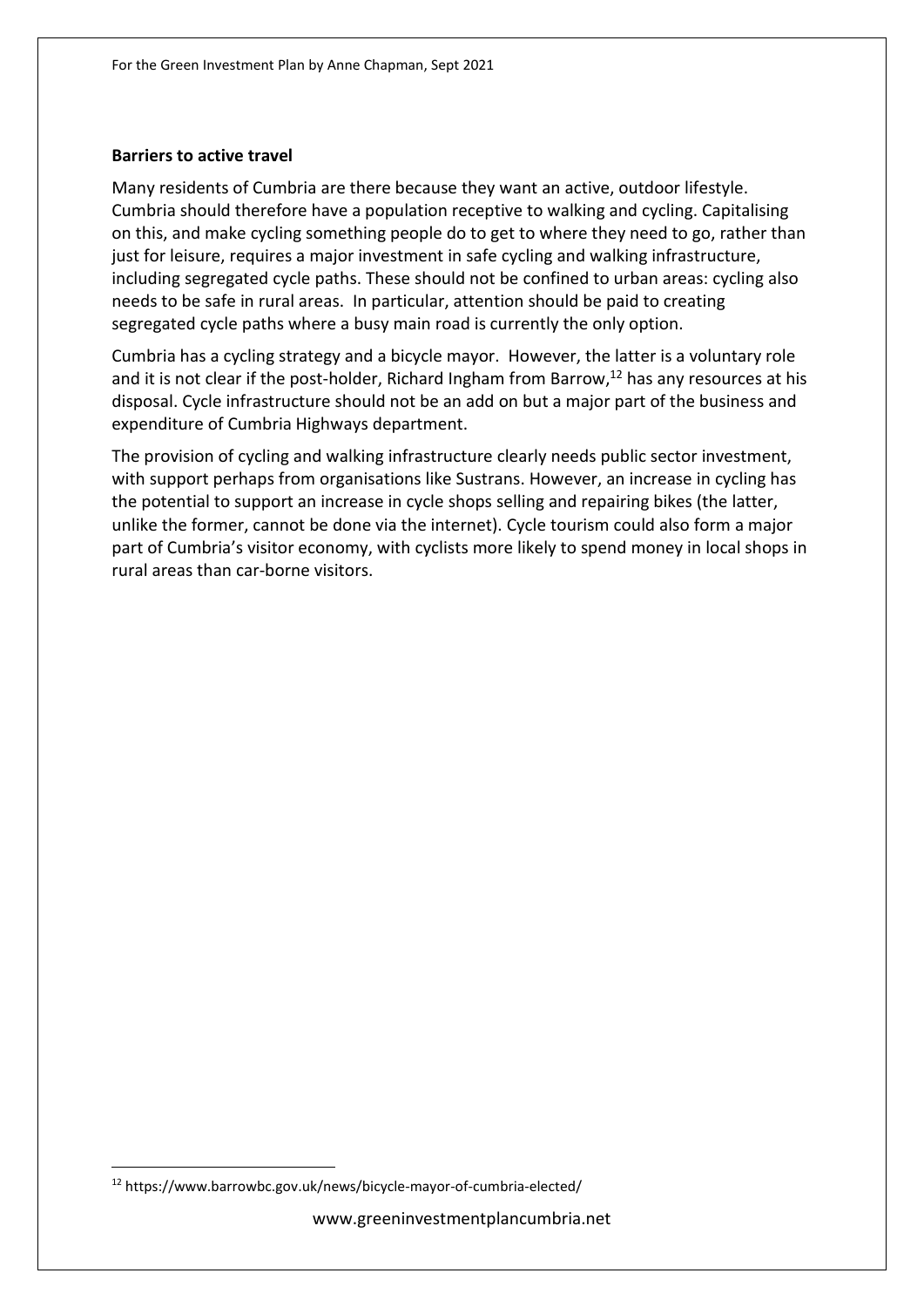## Barriers to active travel

Many residents of Cumbria are there because they want an active, outdoor lifestyle. Cumbria should therefore have a population receptive to walking and cycling. Capitalising on this, and make cycling something people do to get to where they need to go, rather than just for leisure, requires a major investment in safe cycling and walking infrastructure, including segregated cycle paths. These should not be confined to urban areas: cycling also needs to be safe in rural areas. In particular, attention should be paid to creating segregated cycle paths where a busy main road is currently the only option.

Cumbria has a cycling strategy and a bicycle mayor. However, the latter is a voluntary role and it is not clear if the post-holder, Richard Ingham from Barrow,[12] has any resources at his disposal. Cycle infrastructure should not be an add on but a major part of the business and expenditure of Cumbria Highways department.

The provision of cycling and walking infrastructure clearly needs public sector investment, with support perhaps from organisations like Sustrans. However, an increase in cycling has the potential to support an increase in cycle shops selling and repairing bikes (the latter, unlike the former, cannot be done via the internet). Cycle tourism could also form a major part of Cumbria's visitor economy, with cyclists more likely to spend money in local shops in rural areas than car-borne visitors.

---

[12] https://www.barrowbc.gov.uk/news/bicycle-mayor-of-cumbria-elected/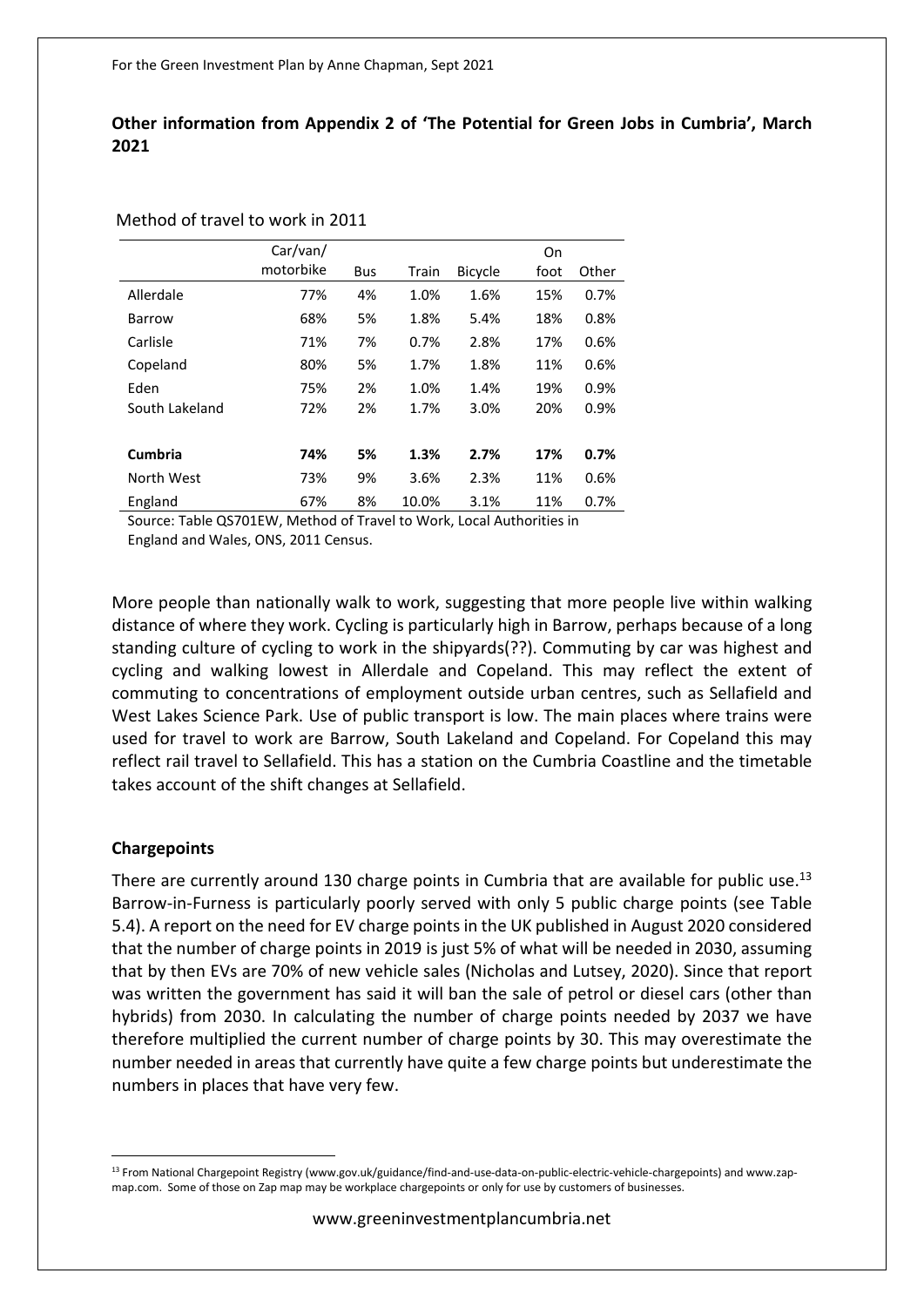**Other information from Appendix 2 of 'The Potential for Green Jobs in Cumbria', March 2021**

Method of travel to work in 2011

| | Car/van/ motorbike | Bus | Train | Bicycle | On foot | Other |
|---|---|---|---|---|---|---|
| Allerdale | 77% | 4% | 1.0% | 1.6% | 15% | 0.7% |
| Barrow | 68% | 5% | 1.8% | 5.4% | 18% | 0.8% |
| Carlisle | 71% | 7% | 0.7% | 2.8% | 17% | 0.6% |
| Copeland | 80% | 5% | 1.7% | 1.8% | 11% | 0.6% |
| Eden | 75% | 2% | 1.0% | 1.4% | 19% | 0.9% |
| South Lakeland | 72% | 2% | 1.7% | 3.0% | 20% | 0.9% |
| **Cumbria** | **74%** | **5%** | **1.3%** | **2.7%** | **17%** | **0.7%** |
| North West | 73% | 9% | 3.6% | 2.3% | 11% | 0.6% |
| England | 67% | 8% | 10.0% | 3.1% | 11% | 0.7% |

Source: Table QS701EW, Method of Travel to Work, Local Authorities in England and Wales, ONS, 2011 Census.

More people than nationally walk to work, suggesting that more people live within walking distance of where they work. Cycling is particularly high in Barrow, perhaps because of a long standing culture of cycling to work in the shipyards(??). Commuting by car was highest and cycling and walking lowest in Allerdale and Copeland. This may reflect the extent of commuting to concentrations of employment outside urban centres, such as Sellafield and West Lakes Science Park. Use of public transport is low. The main places where trains were used for travel to work are Barrow, South Lakeland and Copeland. For Copeland this may reflect rail travel to Sellafield. This has a station on the Cumbria Coastline and the timetable takes account of the shift changes at Sellafield.

## Chargepoints

There are currently around 130 charge points in Cumbria that are available for public use.[13] Barrow-in-Furness is particularly poorly served with only 5 public charge points (see Table 5.4). A report on the need for EV charge points in the UK published in August 2020 considered that the number of charge points in 2019 is just 5% of what will be needed in 2030, assuming that by then EVs are 70% of new vehicle sales (Nicholas and Lutsey, 2020). Since that report was written the government has said it will ban the sale of petrol or diesel cars (other than hybrids) from 2030. In calculating the number of charge points needed by 2037 we have therefore multiplied the current number of charge points by 30. This may overestimate the number needed in areas that currently have quite a few charge points but underestimate the numbers in places that have very few.

[13] From National Chargepoint Registry (www.gov.uk/guidance/find-and-use-data-on-public-electric-vehicle-chargepoints) and www.zap-map.com. Some of those on Zap map may be workplace chargepoints or only for use by customers of businesses.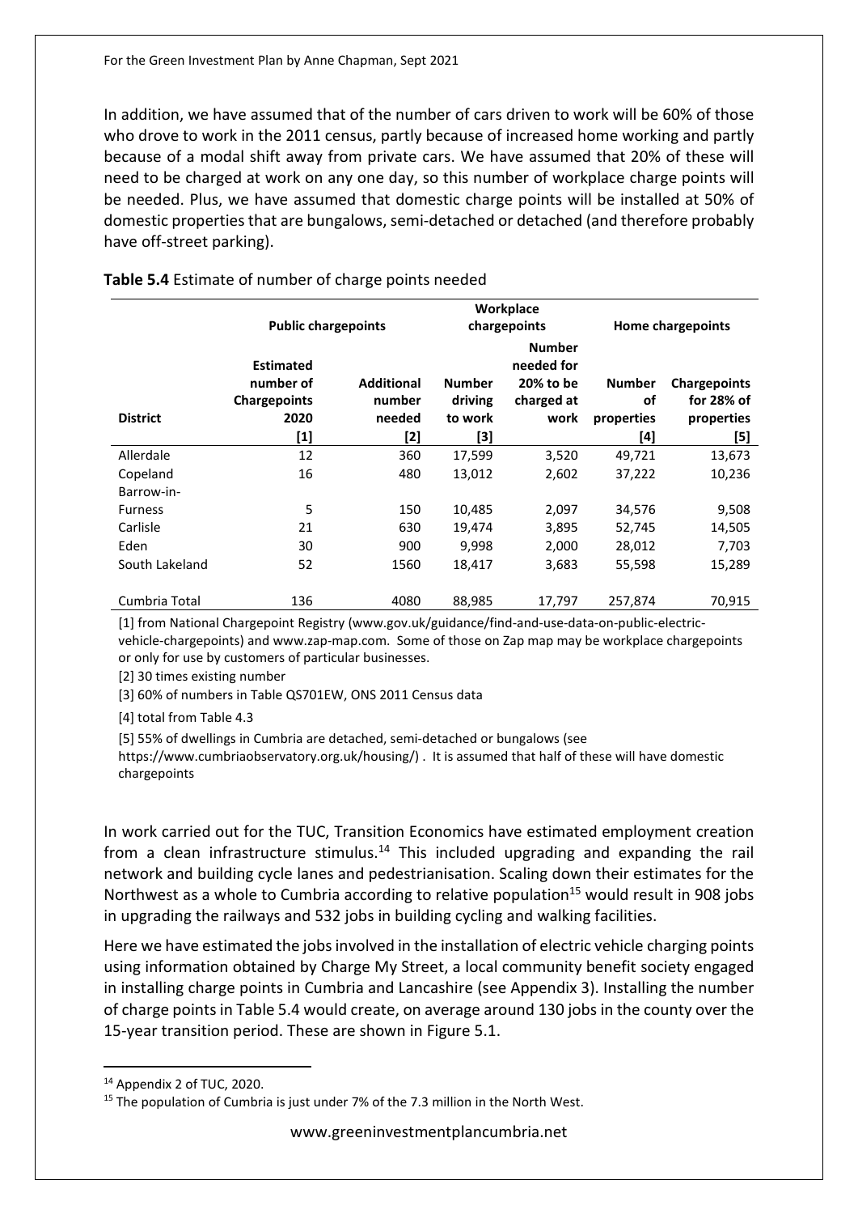In addition, we have assumed that of the number of cars driven to work will be 60% of those who drove to work in the 2011 census, partly because of increased home working and partly because of a modal shift away from private cars. We have assumed that 20% of these will need to be charged at work on any one day, so this number of workplace charge points will be needed. Plus, we have assumed that domestic charge points will be installed at 50% of domestic properties that are bungalows, semi-detached or detached (and therefore probably have off-street parking).

**Table 5.4** Estimate of number of charge points needed

| | Public chargepoints | | Workplace chargepoints | | Home chargepoints | |
|---|---|---|---|---|---|---|
| **District** | **Estimated number of Chargepoints 2020 [1]** | **Additional number needed [2]** | **Number driving to work [3]** | **Number needed for 20% to be charged at work** | **Number of properties [4]** | **Chargepoints for 28% of properties [5]** |
| Allerdale | 12 | 360 | 17,599 | 3,520 | 49,721 | 13,673 |
| Copeland | 16 | 480 | 13,012 | 2,602 | 37,222 | 10,236 |
| Barrow-in-Furness | 5 | 150 | 10,485 | 2,097 | 34,576 | 9,508 |
| Carlisle | 21 | 630 | 19,474 | 3,895 | 52,745 | 14,505 |
| Eden | 30 | 900 | 9,998 | 2,000 | 28,012 | 7,703 |
| South Lakeland | 52 | 1560 | 18,417 | 3,683 | 55,598 | 15,289 |
| Cumbria Total | 136 | 4080 | 88,985 | 17,797 | 257,874 | 70,915 |

[1] from National Chargepoint Registry (www.gov.uk/guidance/find-and-use-data-on-public-electric-vehicle-chargepoints) and www.zap-map.com. Some of those on Zap map may be workplace chargepoints or only for use by customers of particular businesses.

[2] 30 times existing number

[3] 60% of numbers in Table QS701EW, ONS 2011 Census data

[4] total from Table 4.3

[5] 55% of dwellings in Cumbria are detached, semi-detached or bungalows (see https://www.cumbriaobservatory.org.uk/housing/) . It is assumed that half of these will have domestic chargepoints

In work carried out for the TUC, Transition Economics have estimated employment creation from a clean infrastructure stimulus.[14] This included upgrading and expanding the rail network and building cycle lanes and pedestrianisation. Scaling down their estimates for the Northwest as a whole to Cumbria according to relative population[15] would result in 908 jobs in upgrading the railways and 532 jobs in building cycling and walking facilities.

Here we have estimated the jobs involved in the installation of electric vehicle charging points using information obtained by Charge My Street, a local community benefit society engaged in installing charge points in Cumbria and Lancashire (see Appendix 3). Installing the number of charge points in Table 5.4 would create, on average around 130 jobs in the county over the 15-year transition period. These are shown in Figure 5.1.

[14] Appendix 2 of TUC, 2020.

[15] The population of Cumbria is just under 7% of the 7.3 million in the North West.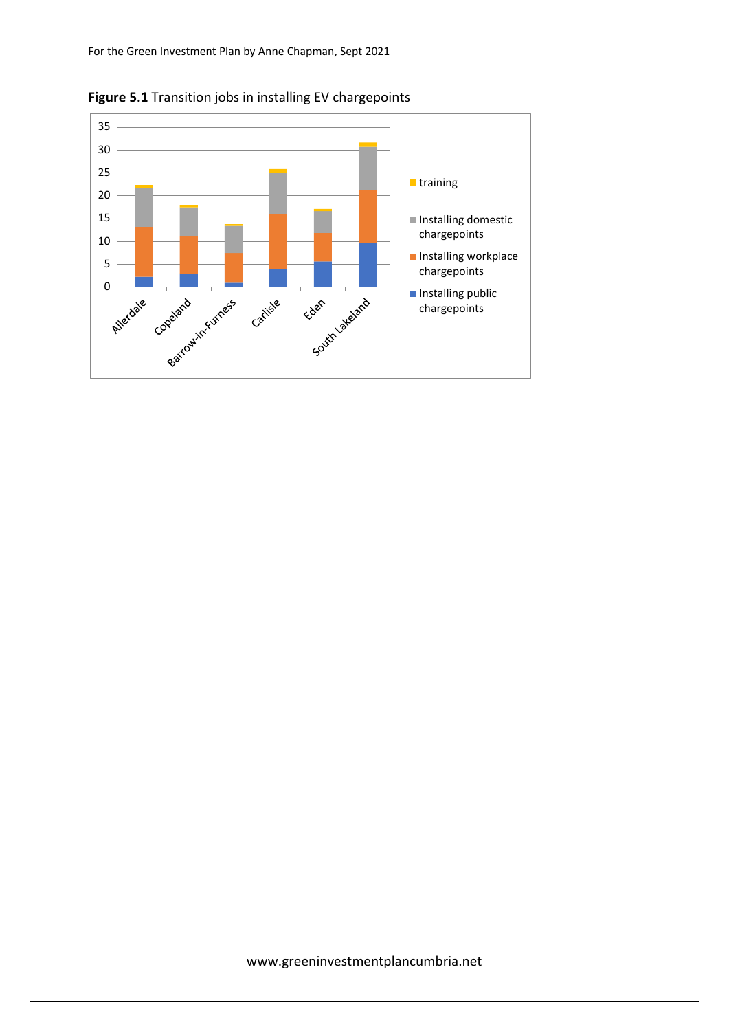**Figure 5.1** Transition jobs in installing EV chargepoints

35
30
25
20
15
10
5
0

Allerdale
Copeland
Barrow-in-Furness
Carlisle
Eden
South Lakeland

training
Installing domestic chargepoints
Installing workplace chargepoints
Installing public chargepoints